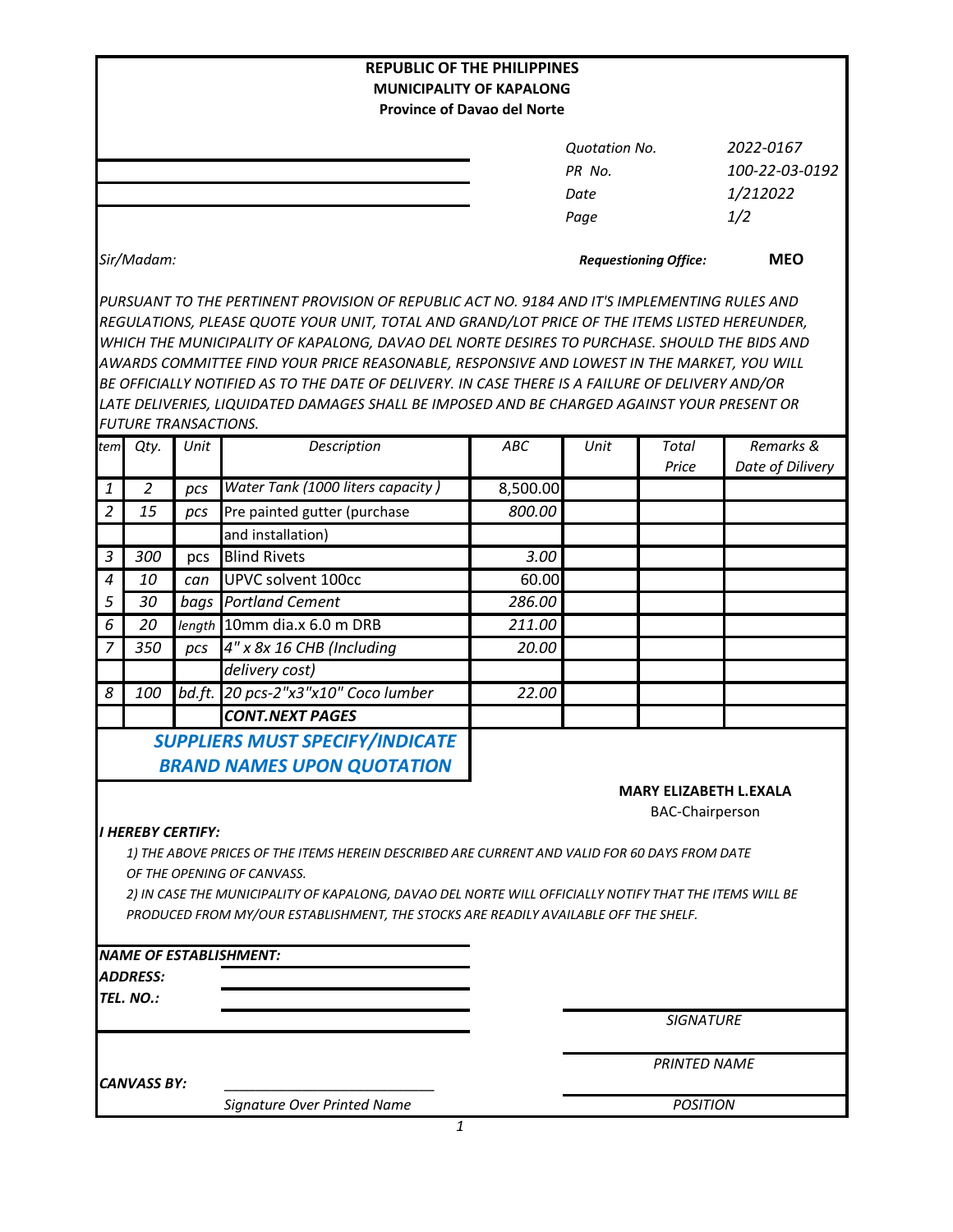**REPUBLIC OF THE PHILIPPINES**
**MUNICIPALITY OF KAPALONG**
**Province of Davao del Norte**

| | |
|---|---|
| *Quotation No.* | *2022-0167* |
| *PR No.* | *100-22-03-0192* |
| *Date* | *1/212022* |
| *Page* | *1/2* |

*Sir/Madam:*

***Requestioning Office:*** **MEO**

*PURSUANT TO THE PERTINENT PROVISION OF REPUBLIC ACT NO. 9184 AND IT'S IMPLEMENTING RULES AND REGULATIONS, PLEASE QUOTE YOUR UNIT, TOTAL AND GRAND/LOT PRICE OF THE ITEMS LISTED HEREUNDER, WHICH THE MUNICIPALITY OF KAPALONG, DAVAO DEL NORTE DESIRES TO PURCHASE. SHOULD THE BIDS AND AWARDS COMMITTEE FIND YOUR PRICE REASONABLE, RESPONSIVE AND LOWEST IN THE MARKET, YOU WILL BE OFFICIALLY NOTIFIED AS TO THE DATE OF DELIVERY. IN CASE THERE IS A FAILURE OF DELIVERY AND/OR LATE DELIVERIES, LIQUIDATED DAMAGES SHALL BE IMPOSED AND BE CHARGED AGAINST YOUR PRESENT OR FUTURE TRANSACTIONS.*

| tem | Qty. | Unit | Description | ABC | Unit | Total Price | Remarks & Date of Dilivery |
|---|---|---|---|---|---|---|---|
| 1 | 2 | pcs | Water Tank (1000 liters capacity ) | 8,500.00 | | | |
| 2 | 15 | pcs | Pre painted gutter (purchase and installation) | 800.00 | | | |
| 3 | 300 | pcs | Blind Rivets | 3.00 | | | |
| 4 | 10 | can | UPVC solvent 100cc | 60.00 | | | |
| 5 | 30 | bags | Portland Cement | 286.00 | | | |
| 6 | 20 | length | 10mm dia.x 6.0 m DRB | 211.00 | | | |
| 7 | 350 | pcs | 4" x 8x 16 CHB (Including delivery cost) | 20.00 | | | |
| 8 | 100 | bd.ft. | 20 pcs-2"x3"x10" Coco lumber | 22.00 | | | |
| | | | **CONT.NEXT PAGES** | | | | |

***SUPPLIERS MUST SPECIFY/INDICATE BRAND NAMES UPON QUOTATION***

**MARY ELIZABETH L.EXALA**
BAC-Chairperson

***I HEREBY CERTIFY:***

*1) THE ABOVE PRICES OF THE ITEMS HEREIN DESCRIBED ARE CURRENT AND VALID FOR 60 DAYS FROM DATE OF THE OPENING OF CANVASS.*

*2) IN CASE THE MUNICIPALITY OF KAPALONG, DAVAO DEL NORTE WILL OFFICIALLY NOTIFY THAT THE ITEMS WILL BE PRODUCED FROM MY/OUR ESTABLISHMENT, THE STOCKS ARE READILY AVAILABLE OFF THE SHELF.*

***NAME OF ESTABLISHMENT:*** ______________________

***ADDRESS:*** ______________________

***TEL. NO.:*** ______________________

______________________
*SIGNATURE*

______________________
*PRINTED NAME*

______________________
*POSITION*

***CANVASS BY:*** ______________________
*Signature Over Printed Name*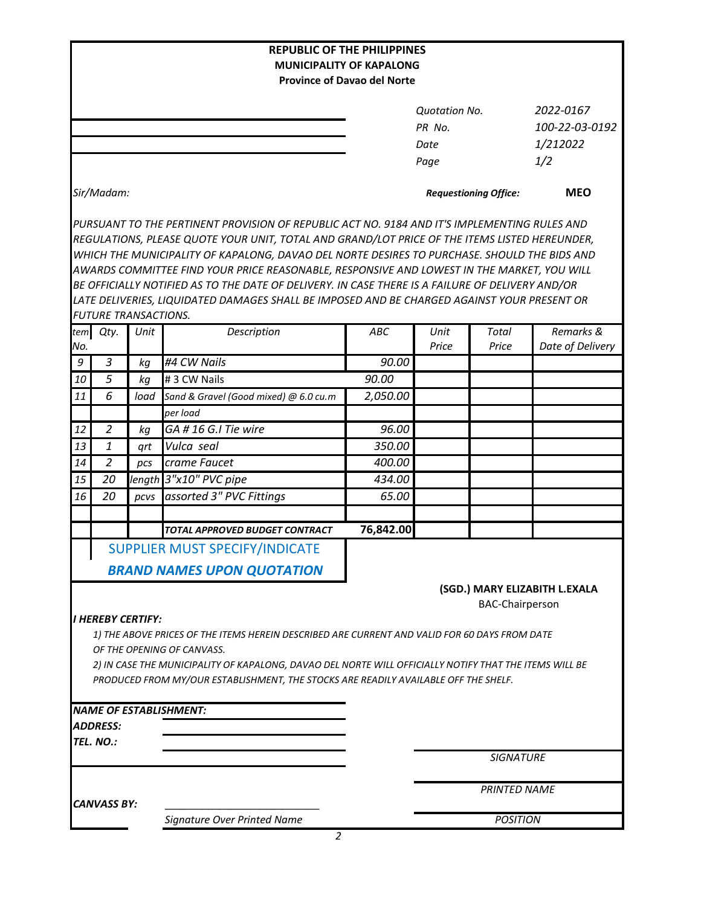**REPUBLIC OF THE PHILIPPINES**
**MUNICIPALITY OF KAPALONG**
**Province of Davao del Norte**

| | |
|---|---|
| *Quotation No.* | *2022-0167* |
| *PR No.* | *100-22-03-0192* |
| *Date* | *1/212022* |
| *Page* | *1/2* |

*Sir/Madam:*

***Requestioning Office:*** **MEO**

*PURSUANT TO THE PERTINENT PROVISION OF REPUBLIC ACT NO. 9184 AND IT'S IMPLEMENTING RULES AND REGULATIONS, PLEASE QUOTE YOUR UNIT, TOTAL AND GRAND/LOT PRICE OF THE ITEMS LISTED HEREUNDER, WHICH THE MUNICIPALITY OF KAPALONG, DAVAO DEL NORTE DESIRES TO PURCHASE. SHOULD THE BIDS AND AWARDS COMMITTEE FIND YOUR PRICE REASONABLE, RESPONSIVE AND LOWEST IN THE MARKET, YOU WILL BE OFFICIALLY NOTIFIED AS TO THE DATE OF DELIVERY. IN CASE THERE IS A FAILURE OF DELIVERY AND/OR LATE DELIVERIES, LIQUIDATED DAMAGES SHALL BE IMPOSED AND BE CHARGED AGAINST YOUR PRESENT OR FUTURE TRANSACTIONS.*

| Item No. | Qty. | Unit | Description | ABC | Unit Price | Total Price | Remarks & Date of Delivery |
|---|---|---|---|---|---|---|---|
| 9 | 3 | kg | #4 CW Nails | 90.00 | | | |
| 10 | 5 | kg | # 3 CW Nails | 90.00 | | | |
| 11 | 6 | load | Sand & Gravel (Good mixed) @ 6.0 cu.m | 2,050.00 | | | |
| | | | per load | | | | |
| 12 | 2 | kg | GA # 16 G.I Tie wire | 96.00 | | | |
| 13 | 1 | qrt | Vulca seal | 350.00 | | | |
| 14 | 2 | pcs | crame Faucet | 400.00 | | | |
| 15 | 20 | length | 3"x10" PVC pipe | 434.00 | | | |
| 16 | 20 | pcvs | assorted 3" PVC Fittings | 65.00 | | | |
| | | | | | | | |
| | | | ***TOTAL APPROVED BUDGET CONTRACT*** | **76,842.00** | | | |

SUPPLIER MUST SPECIFY/INDICATE
***BRAND NAMES UPON QUOTATION***

**(SGD.) MARY ELIZABITH L.EXALA**
BAC-Chairperson

***I HEREBY CERTIFY:***

*1) THE ABOVE PRICES OF THE ITEMS HEREIN DESCRIBED ARE CURRENT AND VALID FOR 60 DAYS FROM DATE OF THE OPENING OF CANVASS.*

*2) IN CASE THE MUNICIPALITY OF KAPALONG, DAVAO DEL NORTE WILL OFFICIALLY NOTIFY THAT THE ITEMS WILL BE PRODUCED FROM MY/OUR ESTABLISHMENT, THE STOCKS ARE READILY AVAILABLE OFF THE SHELF.*

***NAME OF ESTABLISHMENT:***
***ADDRESS:***
***TEL. NO.:***

*SIGNATURE*

*PRINTED NAME*

***CANVASS BY:*** ______________________
*Signature Over Printed Name*

*POSITION*